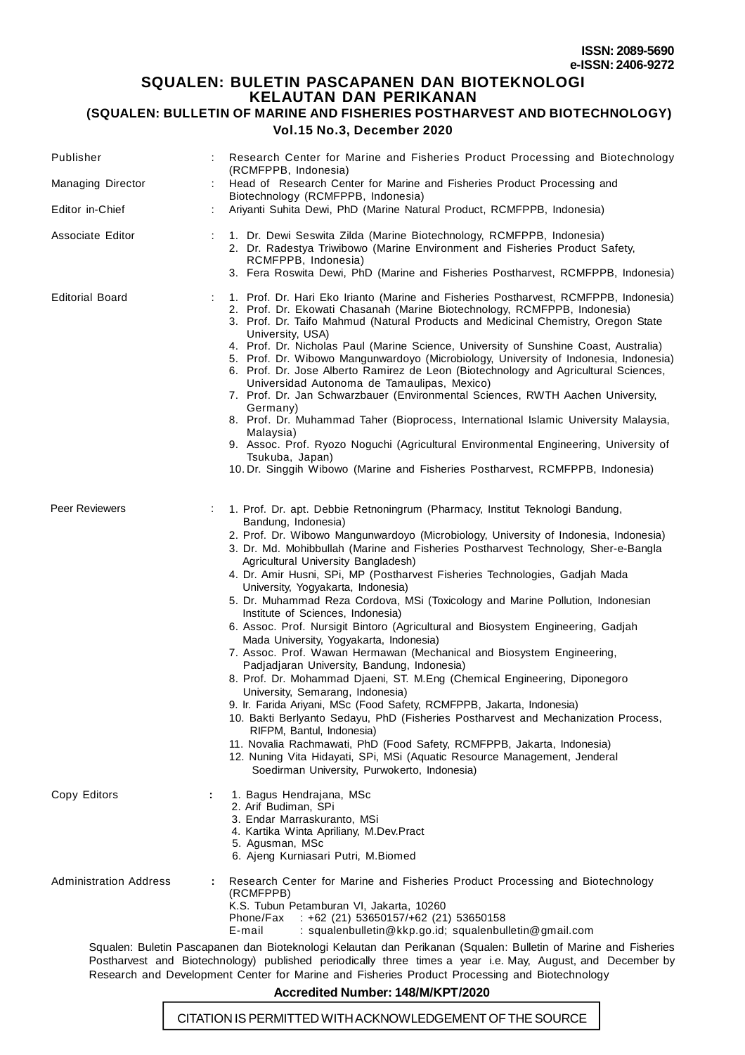**ISSN: 2089-5690**
**e-ISSN: 2406-9272**

# SQUALEN: BULETIN PASCAPANEN DAN BIOTEKNOLOGI KELAUTAN DAN PERIKANAN

## (SQUALEN: BULLETIN OF MARINE AND FISHERIES POSTHARVEST AND BIOTECHNOLOGY)

### Vol.15 No.3, December 2020

| | | |
|---|---|---|
| Publisher | : | Research Center for Marine and Fisheries Product Processing and Biotechnology (RCMFPPB, Indonesia) |
| Managing Director | : | Head of Research Center for Marine and Fisheries Product Processing and Biotechnology (RCMFPPB, Indonesia) |
| Editor in-Chief | : | Ariyanti Suhita Dewi, PhD (Marine Natural Product, RCMFPPB, Indonesia) |
| Associate Editor | : | 1. Dr. Dewi Seswita Zilda (Marine Biotechnology, RCMFPPB, Indonesia)<br>2. Dr. Radestya Triwibowo (Marine Environment and Fisheries Product Safety, RCMFPPB, Indonesia)<br>3. Fera Roswita Dewi, PhD (Marine and Fisheries Postharvest, RCMFPPB, Indonesia) |
| Editorial Board | : | 1. Prof. Dr. Hari Eko Irianto (Marine and Fisheries Postharvest, RCMFPPB, Indonesia)<br>2. Prof. Dr. Ekowati Chasanah (Marine Biotechnology, RCMFPPB, Indonesia)<br>3. Prof. Dr. Taifo Mahmud (Natural Products and Medicinal Chemistry, Oregon State University, USA)<br>4. Prof. Dr. Nicholas Paul (Marine Science, University of Sunshine Coast, Australia)<br>5. Prof. Dr. Wibowo Mangunwardoyo (Microbiology, University of Indonesia, Indonesia)<br>6. Prof. Dr. Jose Alberto Ramirez de Leon (Biotechnology and Agricultural Sciences, Universidad Autonoma de Tamaulipas, Mexico)<br>7. Prof. Dr. Jan Schwarzbauer (Environmental Sciences, RWTH Aachen University, Germany)<br>8. Prof. Dr. Muhammad Taher (Bioprocess, International Islamic University Malaysia, Malaysia)<br>9. Assoc. Prof. Ryozo Noguchi (Agricultural Environmental Engineering, University of Tsukuba, Japan)<br>10. Dr. Singgih Wibowo (Marine and Fisheries Postharvest, RCMFPPB, Indonesia) |
| Peer Reviewers | : | 1. Prof. Dr. apt. Debbie Retnoningrum (Pharmacy, Institut Teknologi Bandung, Bandung, Indonesia)<br>2. Prof. Dr. Wibowo Mangunwardoyo (Microbiology, University of Indonesia, Indonesia)<br>3. Dr. Md. Mohibbullah (Marine and Fisheries Postharvest Technology, Sher-e-Bangla Agricultural University Bangladesh)<br>4. Dr. Amir Husni, SPi, MP (Postharvest Fisheries Technologies, Gadjah Mada University, Yogyakarta, Indonesia)<br>5. Dr. Muhammad Reza Cordova, MSi (Toxicology and Marine Pollution, Indonesian Institute of Sciences, Indonesia)<br>6. Assoc. Prof. Nursigit Bintoro (Agricultural and Biosystem Engineering, Gadjah Mada University, Yogyakarta, Indonesia)<br>7. Assoc. Prof. Wawan Hermawan (Mechanical and Biosystem Engineering, Padjadjaran University, Bandung, Indonesia)<br>8. Prof. Dr. Mohammad Djaeni, ST. M.Eng (Chemical Engineering, Diponegoro University, Semarang, Indonesia)<br>9. Ir. Farida Ariyani, MSc (Food Safety, RCMFPPB, Jakarta, Indonesia)<br>10. Bakti Berlyanto Sedayu, PhD (Fisheries Postharvest and Mechanization Process, RIFPM, Bantul, Indonesia)<br>11. Novalia Rachmawati, PhD (Food Safety, RCMFPPB, Jakarta, Indonesia)<br>12. Nuning Vita Hidayati, SPi, MSi (Aquatic Resource Management, Jenderal Soedirman University, Purwokerto, Indonesia) |
| Copy Editors | : | 1. Bagus Hendrajana, MSc<br>2. Arif Budiman, SPi<br>3. Endar Marraskuranto, MSi<br>4. Kartika Winta Apriliany, M.Dev.Pract<br>5. Agusman, MSc<br>6. Ajeng Kurniasari Putri, M.Biomed |
| Administration Address | : | Research Center for Marine and Fisheries Product Processing and Biotechnology (RCMFPPB)<br>K.S. Tubun Petamburan VI, Jakarta, 10260<br>Phone/Fax : +62 (21) 53650157/+62 (21) 53650158<br>E-mail : squalenbulletin@kkp.go.id; squalenbulletin@gmail.com |

Squalen: Buletin Pascapanen dan Bioteknologi Kelautan dan Perikanan (Squalen: Bulletin of Marine and Fisheries Postharvest and Biotechnology) published periodically three times a year i.e. May, August, and December by Research and Development Center for Marine and Fisheries Product Processing and Biotechnology

**Accredited Number: 148/M/KPT/2020**

CITATION IS PERMITTED WITH ACKNOWLEDGEMENT OF THE SOURCE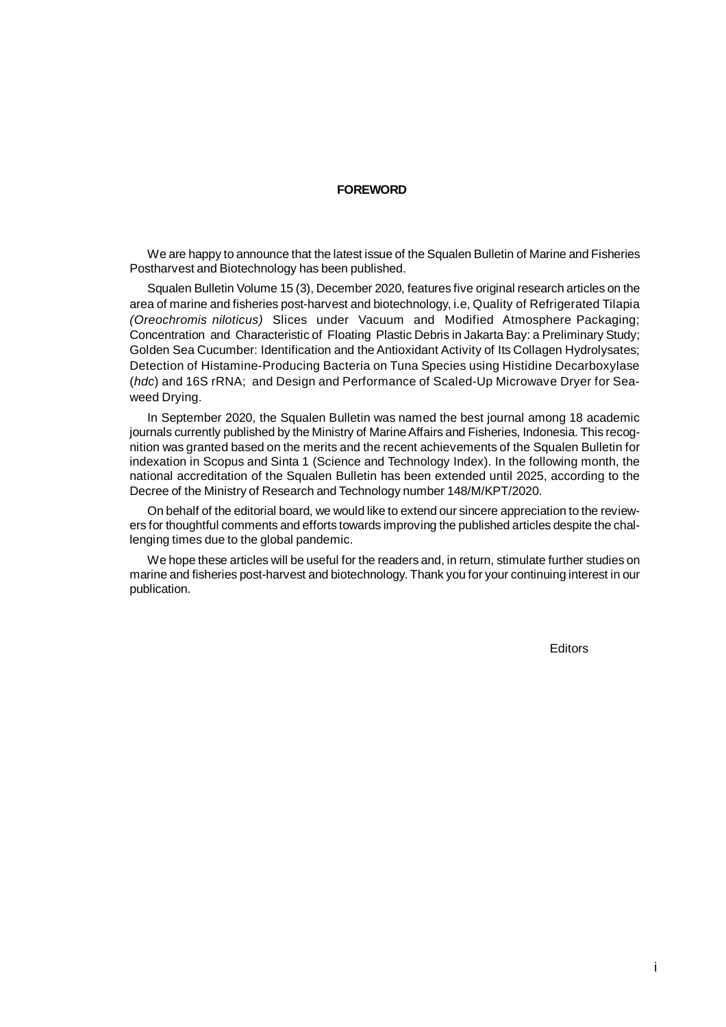# FOREWORD

We are happy to announce that the latest issue of the Squalen Bulletin of Marine and Fisheries Postharvest and Biotechnology has been published.

Squalen Bulletin Volume 15 (3), December 2020, features five original research articles on the area of marine and fisheries post-harvest and biotechnology, i.e, Quality of Refrigerated Tilapia *(Oreochromis niloticus)* Slices under Vacuum and Modified Atmosphere Packaging; Concentration and Characteristic of Floating Plastic Debris in Jakarta Bay: a Preliminary Study; Golden Sea Cucumber: Identification and the Antioxidant Activity of Its Collagen Hydrolysates; Detection of Histamine-Producing Bacteria on Tuna Species using Histidine Decarboxylase (*hdc*) and 16S rRNA; and Design and Performance of Scaled-Up Microwave Dryer for Seaweed Drying.

In September 2020, the Squalen Bulletin was named the best journal among 18 academic journals currently published by the Ministry of Marine Affairs and Fisheries, Indonesia. This recognition was granted based on the merits and the recent achievements of the Squalen Bulletin for indexation in Scopus and Sinta 1 (Science and Technology Index). In the following month, the national accreditation of the Squalen Bulletin has been extended until 2025, according to the Decree of the Ministry of Research and Technology number 148/M/KPT/2020.

On behalf of the editorial board, we would like to extend our sincere appreciation to the reviewers for thoughtful comments and efforts towards improving the published articles despite the challenging times due to the global pandemic.

We hope these articles will be useful for the readers and, in return, stimulate further studies on marine and fisheries post-harvest and biotechnology. Thank you for your continuing interest in our publication.

Editors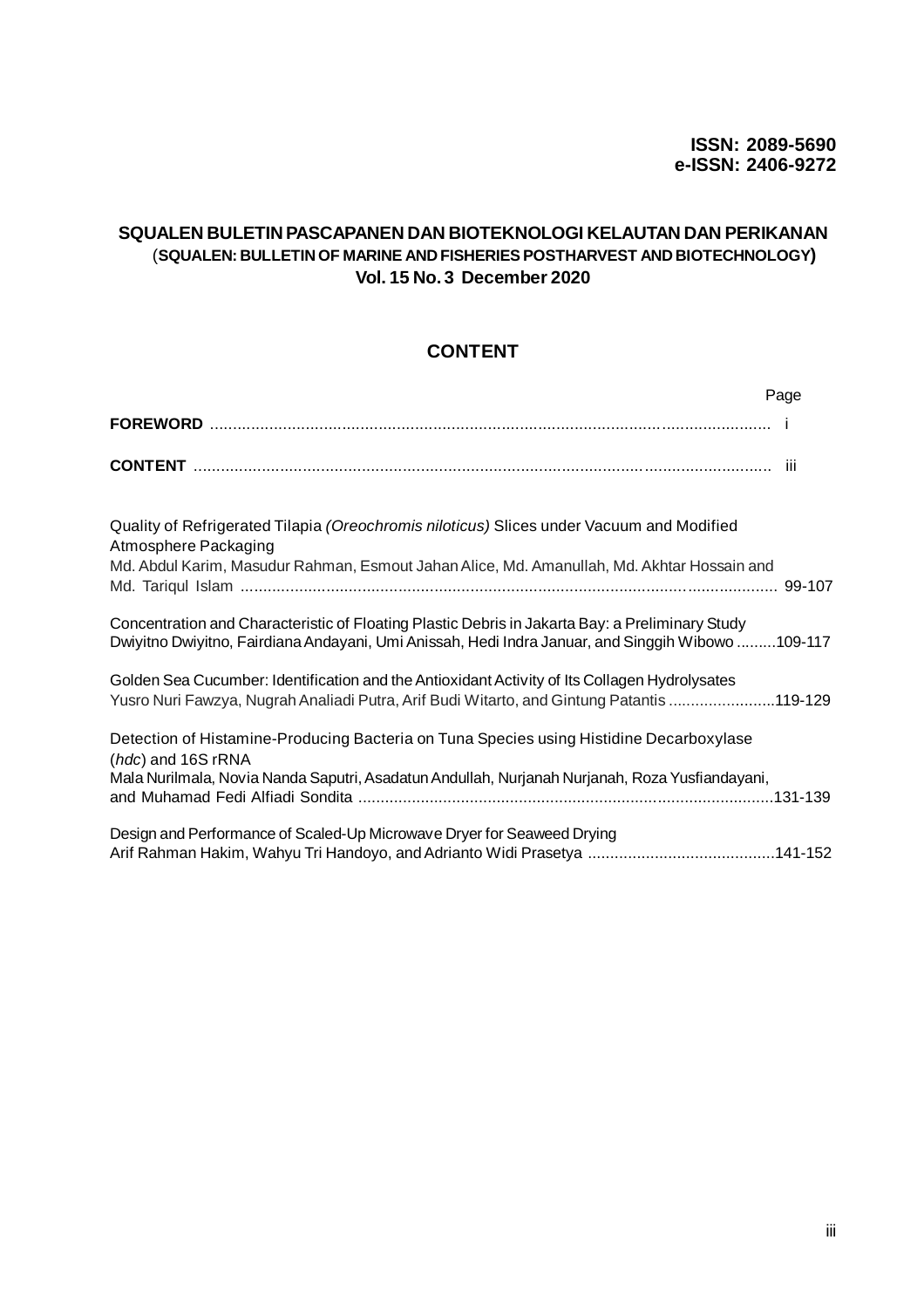ISSN: 2089-5690
e-ISSN: 2406-9272

## SQUALEN BULETIN PASCAPANEN DAN BIOTEKNOLOGI KELAUTAN DAN PERIKANAN
(SQUALEN: BULLETIN OF MARINE AND FISHERIES POSTHARVEST AND BIOTECHNOLOGY)
**Vol. 15 No. 3 December 2020**

## CONTENT

| | Page |
|---|---|
| **FOREWORD** | i |
| **CONTENT** | iii |

Quality of Refrigerated Tilapia *(Oreochromis niloticus)* Slices under Vacuum and Modified Atmosphere Packaging
Md. Abdul Karim, Masudur Rahman, Esmout Jahan Alice, Md. Amanullah, Md. Akhtar Hossain and Md. Tariqul Islam ........ 99-107

Concentration and Characteristic of Floating Plastic Debris in Jakarta Bay: a Preliminary Study
Dwiyitno Dwiyitno, Fairdiana Andayani, Umi Anissah, Hedi Indra Januar, and Singgih Wibowo ........ 109-117

Golden Sea Cucumber: Identification and the Antioxidant Activity of Its Collagen Hydrolysates
Yusro Nuri Fawzya, Nugrah Analiadi Putra, Arif Budi Witarto, and Gintung Patantis ........ 119-129

Detection of Histamine-Producing Bacteria on Tuna Species using Histidine Decarboxylase (*hdc*) and 16S rRNA
Mala Nurilmala, Novia Nanda Saputri, Asadatun Andullah, Nurjanah Nurjanah, Roza Yusfiandayani, and Muhamad Fedi Alfiadi Sondita ........ 131-139

Design and Performance of Scaled-Up Microwave Dryer for Seaweed Drying
Arif Rahman Hakim, Wahyu Tri Handoyo, and Adrianto Widi Prasetya ........ 141-152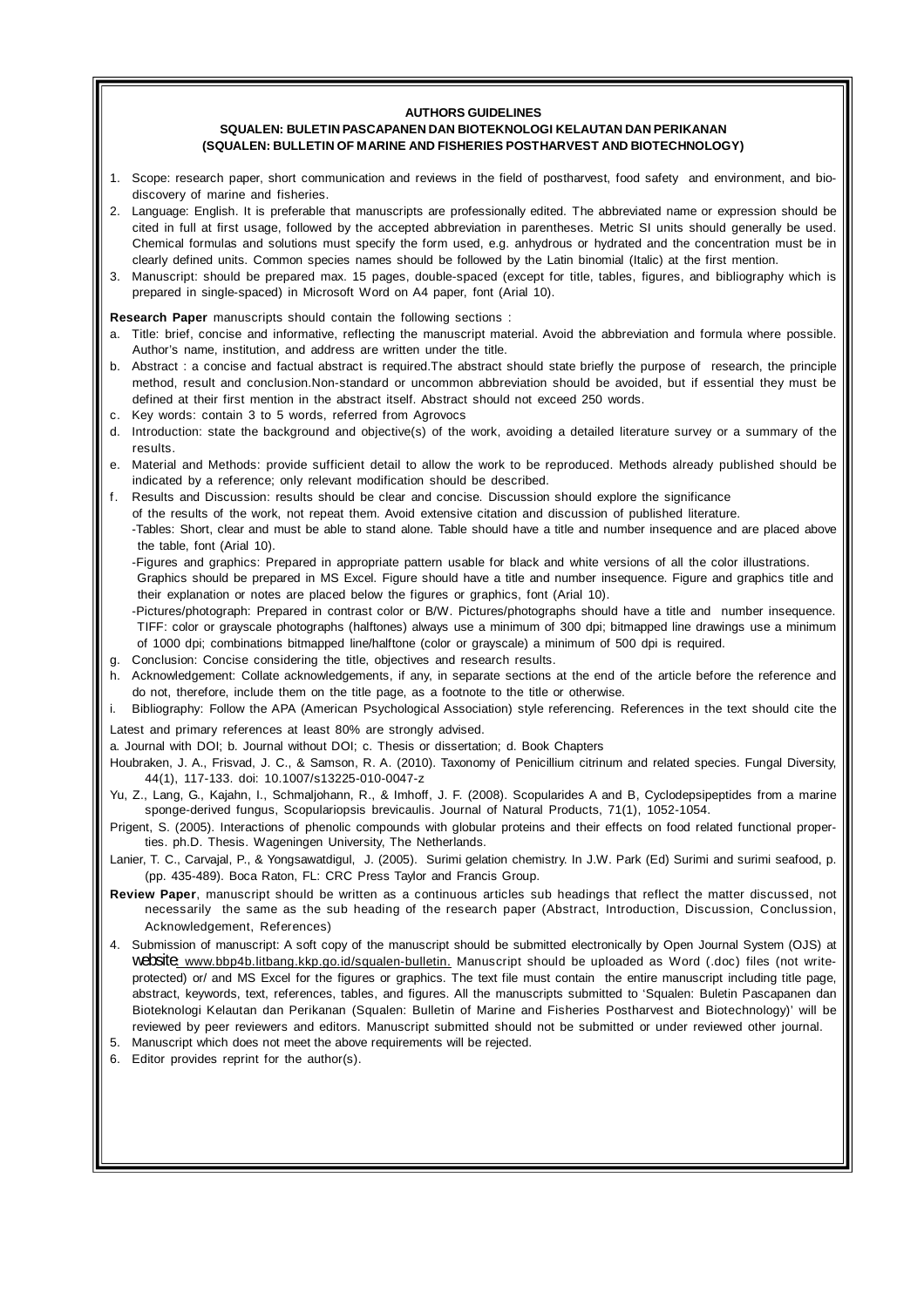**AUTHORS GUIDELINES**

**SQUALEN: BULETIN PASCAPANEN DAN BIOTEKNOLOGI KELAUTAN DAN PERIKANAN**
**(SQUALEN: BULLETIN OF MARINE AND FISHERIES POSTHARVEST AND BIOTECHNOLOGY)**

1. Scope: research paper, short communication and reviews in the field of postharvest, food safety and environment, and bio-discovery of marine and fisheries.
2. Language: English. It is preferable that manuscripts are professionally edited. The abbreviated name or expression should be cited in full at first usage, followed by the accepted abbreviation in parentheses. Metric SI units should generally be used. Chemical formulas and solutions must specify the form used, e.g. anhydrous or hydrated and the concentration must be in clearly defined units. Common species names should be followed by the Latin binomial (Italic) at the first mention.
3. Manuscript: should be prepared max. 15 pages, double-spaced (except for title, tables, figures, and bibliography which is prepared in single-spaced) in Microsoft Word on A4 paper, font (Arial 10).

**Research Paper** manuscripts should contain the following sections :

a. Title: brief, concise and informative, reflecting the manuscript material. Avoid the abbreviation and formula where possible. Author's name, institution, and address are written under the title.
b. Abstract : a concise and factual abstract is required.The abstract should state briefly the purpose of research, the principle method, result and conclusion.Non-standard or uncommon abbreviation should be avoided, but if essential they must be defined at their first mention in the abstract itself. Abstract should not exceed 250 words.
c. Key words: contain 3 to 5 words, referred from Agrovocs
d. Introduction: state the background and objective(s) of the work, avoiding a detailed literature survey or a summary of the results.
e. Material and Methods: provide sufficient detail to allow the work to be reproduced. Methods already published should be indicated by a reference; only relevant modification should be described.
f. Results and Discussion: results should be clear and concise. Discussion should explore the significance of the results of the work, not repeat them. Avoid extensive citation and discussion of published literature.
   - Tables: Short, clear and must be able to stand alone. Table should have a title and number insequence and are placed above the table, font (Arial 10).
   - Figures and graphics: Prepared in appropriate pattern usable for black and white versions of all the color illustrations. Graphics should be prepared in MS Excel. Figure should have a title and number insequence. Figure and graphics title and their explanation or notes are placed below the figures or graphics, font (Arial 10).
   - Pictures/photograph: Prepared in contrast color or B/W. Pictures/photographs should have a title and number insequence. TIFF: color or grayscale photographs (halftones) always use a minimum of 300 dpi; bitmapped line drawings use a minimum of 1000 dpi; combinations bitmapped line/halftone (color or grayscale) a minimum of 500 dpi is required.
g. Conclusion: Concise considering the title, objectives and research results.
h. Acknowledgement: Collate acknowledgements, if any, in separate sections at the end of the article before the reference and do not, therefore, include them on the title page, as a footnote to the title or otherwise.
i. Bibliography: Follow the APA (American Psychological Association) style referencing. References in the text should cite the

Latest and primary references at least 80% are strongly advised.

a. Journal with DOI; b. Journal without DOI; c. Thesis or dissertation; d. Book Chapters

Houbraken, J. A., Frisvad, J. C., & Samson, R. A. (2010). Taxonomy of Penicillium citrinum and related species. Fungal Diversity, 44(1), 117-133. doi: 10.1007/s13225-010-0047-z

Yu, Z., Lang, G., Kajahn, I., Schmaljohann, R., & Imhoff, J. F. (2008). Scopularides A and B, Cyclodepsipeptides from a marine sponge-derived fungus, Scopulariopsis brevicaulis. Journal of Natural Products, 71(1), 1052-1054.

Prigent, S. (2005). Interactions of phenolic compounds with globular proteins and their effects on food related functional properties. ph.D. Thesis. Wageningen University, The Netherlands.

Lanier, T. C., Carvajal, P., & Yongsawatdigul, J. (2005). Surimi gelation chemistry. In J.W. Park (Ed) Surimi and surimi seafood, p. (pp. 435-489). Boca Raton, FL: CRC Press Taylor and Francis Group.

**Review Paper**, manuscript should be written as a continuous articles sub headings that reflect the matter discussed, not necessarily the same as the sub heading of the research paper (Abstract, Introduction, Discussion, Conclussion, Acknowledgement, References)

4. Submission of manuscript: A soft copy of the manuscript should be submitted electronically by Open Journal System (OJS) at website: www.bbp4b.litbang.kkp.go.id/squalen-bulletin. Manuscript should be uploaded as Word (.doc) files (not write-protected) or/ and MS Excel for the figures or graphics. The text file must contain the entire manuscript including title page, abstract, keywords, text, references, tables, and figures. All the manuscripts submitted to 'Squalen: Buletin Pascapanen dan Bioteknologi Kelautan dan Perikanan (Squalen: Bulletin of Marine and Fisheries Postharvest and Biotechnology)' will be reviewed by peer reviewers and editors. Manuscript submitted should not be submitted or under reviewed other journal.
5. Manuscript which does not meet the above requirements will be rejected.
6. Editor provides reprint for the author(s).